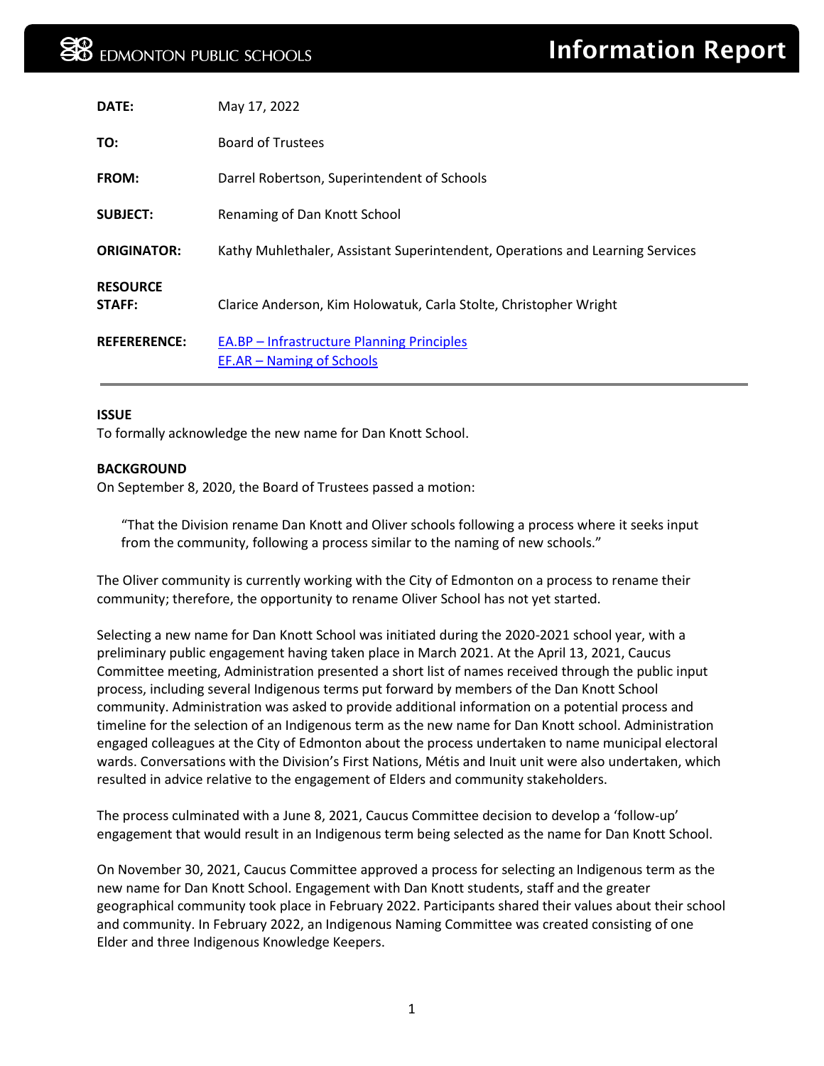# Information Report

**EDMONTON PUBLIC SCHOOLS**

| | |
|---|---|
| **DATE:** | May 17, 2022 |
| **TO:** | Board of Trustees |
| **FROM:** | Darrel Robertson, Superintendent of Schools |
| **SUBJECT:** | Renaming of Dan Knott School |
| **ORIGINATOR:** | Kathy Muhlethaler, Assistant Superintendent, Operations and Learning Services |
| **RESOURCE STAFF:** | Clarice Anderson, Kim Holowatuk, Carla Stolte, Christopher Wright |
| **REFEREERENCE:** | [EA.BP – Infrastructure Planning Principles](#)<br>[EF.AR – Naming of Schools](#) |

**ISSUE**

To formally acknowledge the new name for Dan Knott School.

**BACKGROUND**

On September 8, 2020, the Board of Trustees passed a motion:

> "That the Division rename Dan Knott and Oliver schools following a process where it seeks input from the community, following a process similar to the naming of new schools."

The Oliver community is currently working with the City of Edmonton on a process to rename their community; therefore, the opportunity to rename Oliver School has not yet started.

Selecting a new name for Dan Knott School was initiated during the 2020-2021 school year, with a preliminary public engagement having taken place in March 2021. At the April 13, 2021, Caucus Committee meeting, Administration presented a short list of names received through the public input process, including several Indigenous terms put forward by members of the Dan Knott School community. Administration was asked to provide additional information on a potential process and timeline for the selection of an Indigenous term as the new name for Dan Knott school. Administration engaged colleagues at the City of Edmonton about the process undertaken to name municipal electoral wards. Conversations with the Division's First Nations, Métis and Inuit unit were also undertaken, which resulted in advice relative to the engagement of Elders and community stakeholders.

The process culminated with a June 8, 2021, Caucus Committee decision to develop a 'follow-up' engagement that would result in an Indigenous term being selected as the name for Dan Knott School.

On November 30, 2021, Caucus Committee approved a process for selecting an Indigenous term as the new name for Dan Knott School. Engagement with Dan Knott students, staff and the greater geographical community took place in February 2022. Participants shared their values about their school and community. In February 2022, an Indigenous Naming Committee was created consisting of one Elder and three Indigenous Knowledge Keepers.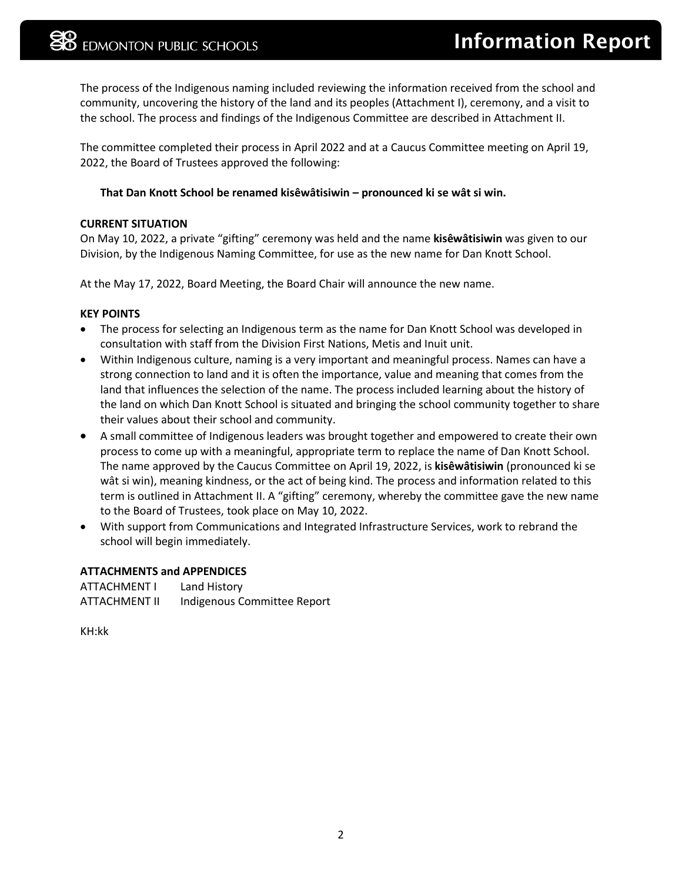The process of the Indigenous naming included reviewing the information received from the school and community, uncovering the history of the land and its peoples (Attachment I), ceremony, and a visit to the school. The process and findings of the Indigenous Committee are described in Attachment II.

The committee completed their process in April 2022 and at a Caucus Committee meeting on April 19, 2022, the Board of Trustees approved the following:

**That Dan Knott School be renamed kisêwâtisiwin – pronounced ki se wât si win.**

**CURRENT SITUATION**

On May 10, 2022, a private "gifting" ceremony was held and the name **kisêwâtisiwin** was given to our Division, by the Indigenous Naming Committee, for use as the new name for Dan Knott School.

At the May 17, 2022, Board Meeting, the Board Chair will announce the new name.

**KEY POINTS**

- The process for selecting an Indigenous term as the name for Dan Knott School was developed in consultation with staff from the Division First Nations, Metis and Inuit unit.
- Within Indigenous culture, naming is a very important and meaningful process. Names can have a strong connection to land and it is often the importance, value and meaning that comes from the land that influences the selection of the name. The process included learning about the history of the land on which Dan Knott School is situated and bringing the school community together to share their values about their school and community.
- A small committee of Indigenous leaders was brought together and empowered to create their own process to come up with a meaningful, appropriate term to replace the name of Dan Knott School. The name approved by the Caucus Committee on April 19, 2022, is **kisêwâtisiwin** (pronounced ki se wât si win), meaning kindness, or the act of being kind. The process and information related to this term is outlined in Attachment II. A "gifting" ceremony, whereby the committee gave the new name to the Board of Trustees, took place on May 10, 2022.
- With support from Communications and Integrated Infrastructure Services, work to rebrand the school will begin immediately.

**ATTACHMENTS and APPENDICES**

ATTACHMENT I Land History
ATTACHMENT II Indigenous Committee Report

KH:kk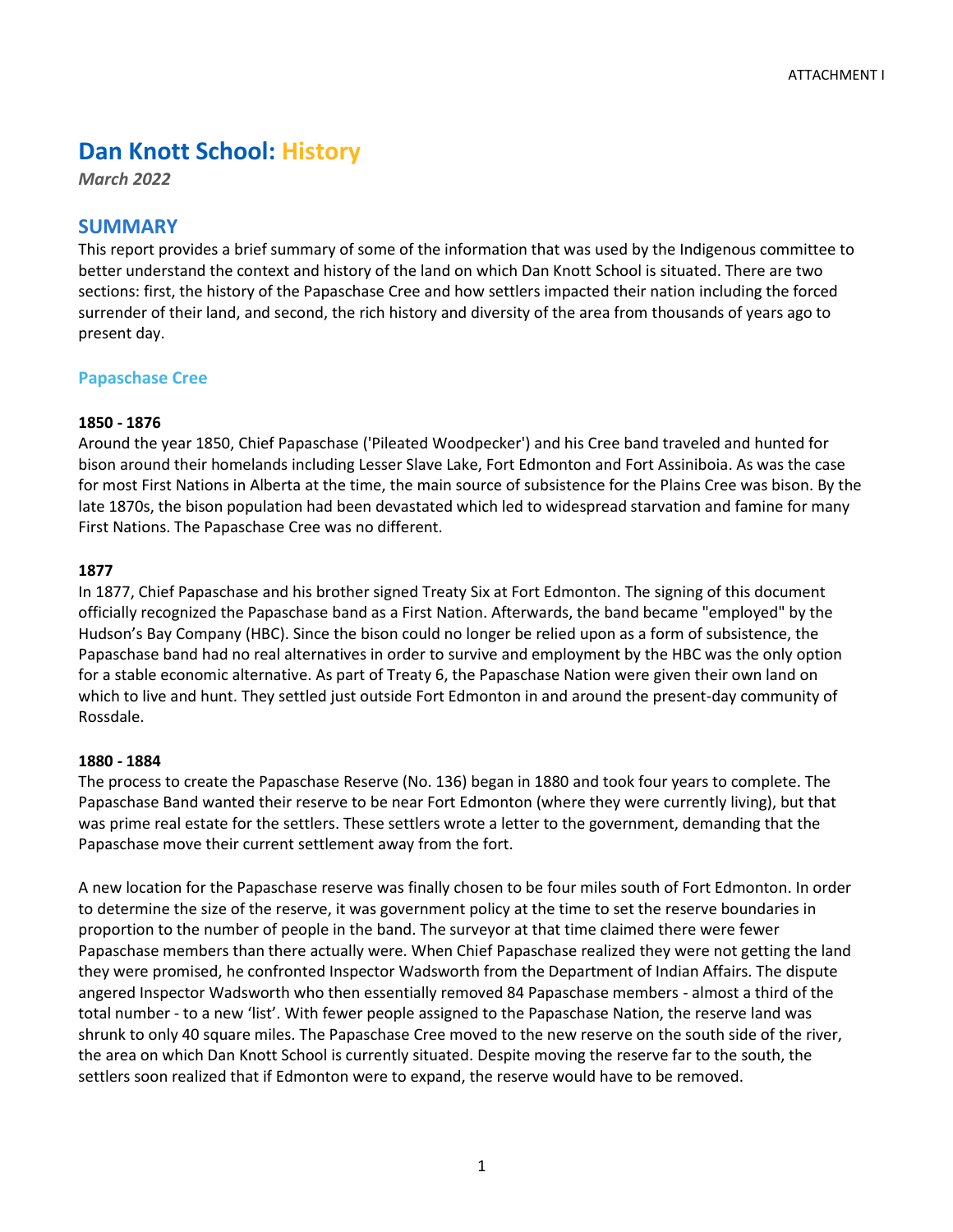ATTACHMENT I

# Dan Knott School: History

*March 2022*

## SUMMARY

This report provides a brief summary of some of the information that was used by the Indigenous committee to better understand the context and history of the land on which Dan Knott School is situated. There are two sections: first, the history of the Papaschase Cree and how settlers impacted their nation including the forced surrender of their land, and second, the rich history and diversity of the area from thousands of years ago to present day.

### Papaschase Cree

**1850 - 1876**

Around the year 1850, Chief Papaschase ('Pileated Woodpecker') and his Cree band traveled and hunted for bison around their homelands including Lesser Slave Lake, Fort Edmonton and Fort Assiniboia. As was the case for most First Nations in Alberta at the time, the main source of subsistence for the Plains Cree was bison. By the late 1870s, the bison population had been devastated which led to widespread starvation and famine for many First Nations. The Papaschase Cree was no different.

**1877**

In 1877, Chief Papaschase and his brother signed Treaty Six at Fort Edmonton. The signing of this document officially recognized the Papaschase band as a First Nation. Afterwards, the band became "employed" by the Hudson's Bay Company (HBC). Since the bison could no longer be relied upon as a form of subsistence, the Papaschase band had no real alternatives in order to survive and employment by the HBC was the only option for a stable economic alternative. As part of Treaty 6, the Papaschase Nation were given their own land on which to live and hunt. They settled just outside Fort Edmonton in and around the present-day community of Rossdale.

**1880 - 1884**

The process to create the Papaschase Reserve (No. 136) began in 1880 and took four years to complete. The Papaschase Band wanted their reserve to be near Fort Edmonton (where they were currently living), but that was prime real estate for the settlers. These settlers wrote a letter to the government, demanding that the Papaschase move their current settlement away from the fort.

A new location for the Papaschase reserve was finally chosen to be four miles south of Fort Edmonton. In order to determine the size of the reserve, it was government policy at the time to set the reserve boundaries in proportion to the number of people in the band. The surveyor at that time claimed there were fewer Papaschase members than there actually were. When Chief Papaschase realized they were not getting the land they were promised, he confronted Inspector Wadsworth from the Department of Indian Affairs. The dispute angered Inspector Wadsworth who then essentially removed 84 Papaschase members - almost a third of the total number - to a new 'list'. With fewer people assigned to the Papaschase Nation, the reserve land was shrunk to only 40 square miles. The Papaschase Cree moved to the new reserve on the south side of the river, the area on which Dan Knott School is currently situated. Despite moving the reserve far to the south, the settlers soon realized that if Edmonton were to expand, the reserve would have to be removed.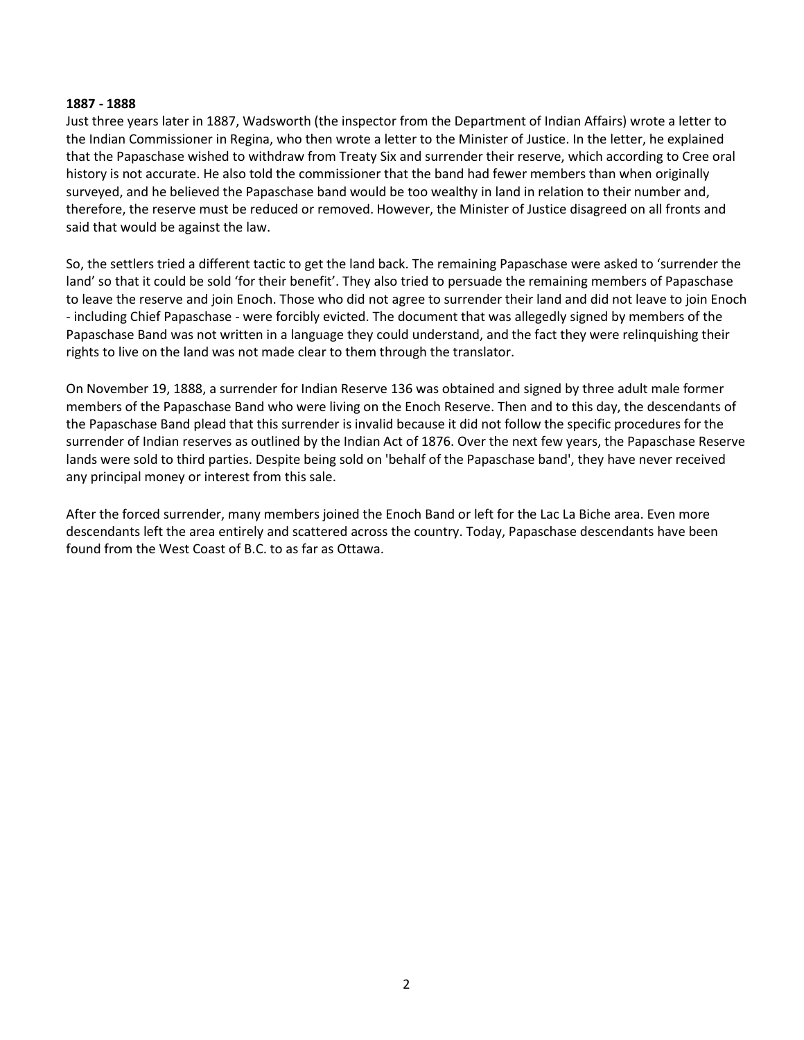**1887 - 1888**

Just three years later in 1887, Wadsworth (the inspector from the Department of Indian Affairs) wrote a letter to the Indian Commissioner in Regina, who then wrote a letter to the Minister of Justice. In the letter, he explained that the Papaschase wished to withdraw from Treaty Six and surrender their reserve, which according to Cree oral history is not accurate. He also told the commissioner that the band had fewer members than when originally surveyed, and he believed the Papaschase band would be too wealthy in land in relation to their number and, therefore, the reserve must be reduced or removed. However, the Minister of Justice disagreed on all fronts and said that would be against the law.

So, the settlers tried a different tactic to get the land back. The remaining Papaschase were asked to 'surrender the land' so that it could be sold 'for their benefit'. They also tried to persuade the remaining members of Papaschase to leave the reserve and join Enoch. Those who did not agree to surrender their land and did not leave to join Enoch - including Chief Papaschase - were forcibly evicted. The document that was allegedly signed by members of the Papaschase Band was not written in a language they could understand, and the fact they were relinquishing their rights to live on the land was not made clear to them through the translator.

On November 19, 1888, a surrender for Indian Reserve 136 was obtained and signed by three adult male former members of the Papaschase Band who were living on the Enoch Reserve. Then and to this day, the descendants of the Papaschase Band plead that this surrender is invalid because it did not follow the specific procedures for the surrender of Indian reserves as outlined by the Indian Act of 1876. Over the next few years, the Papaschase Reserve lands were sold to third parties. Despite being sold on 'behalf of the Papaschase band', they have never received any principal money or interest from this sale.

After the forced surrender, many members joined the Enoch Band or left for the Lac La Biche area. Even more descendants left the area entirely and scattered across the country. Today, Papaschase descendants have been found from the West Coast of B.C. to as far as Ottawa.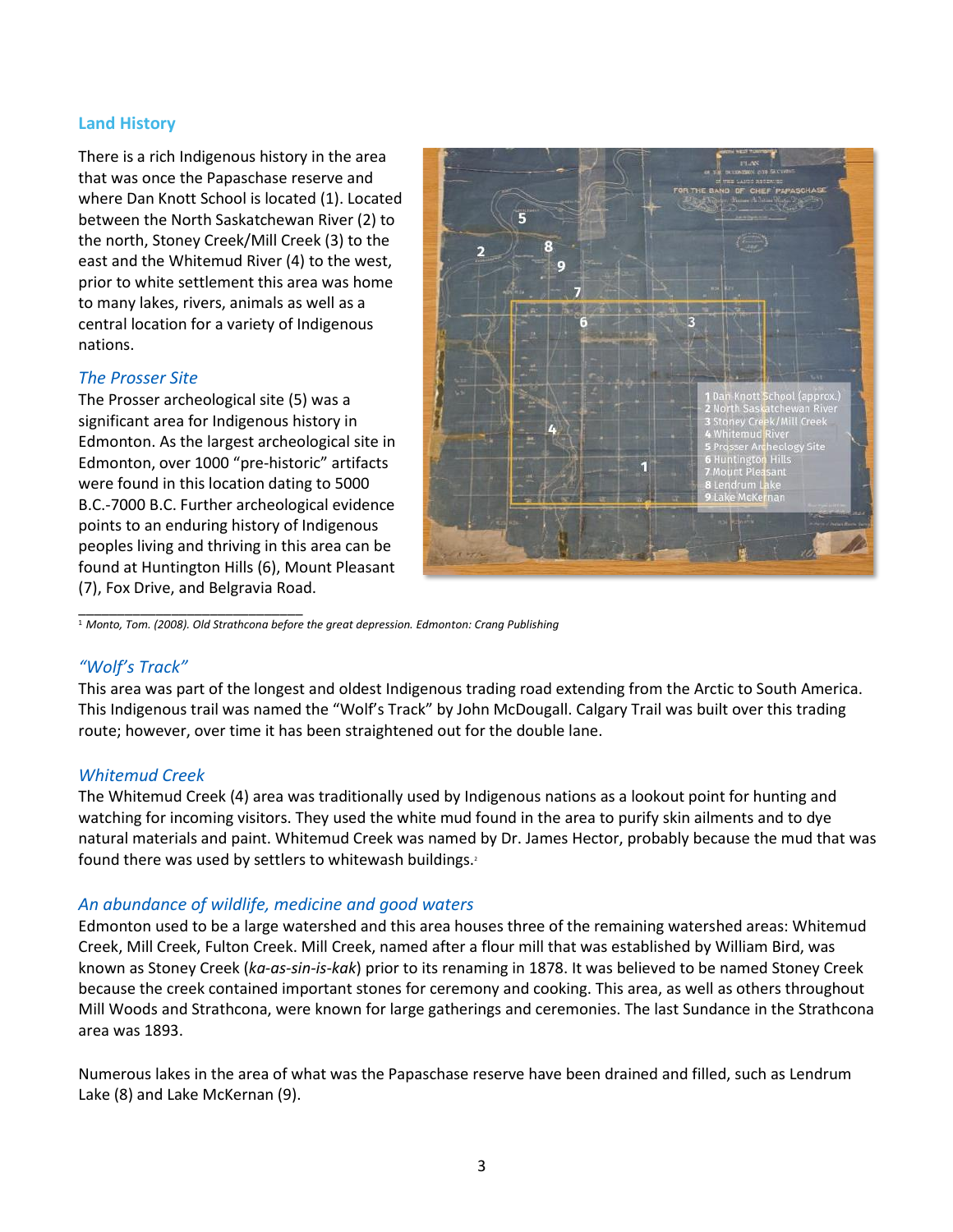## Land History

There is a rich Indigenous history in the area that was once the Papaschase reserve and where Dan Knott School is located (1). Located between the North Saskatchewan River (2) to the north, Stoney Creek/Mill Creek (3) to the east and the Whitemud River (4) to the west, prior to white settlement this area was home to many lakes, rivers, animals as well as a central location for a variety of Indigenous nations.

### *The Prosser Site*

The Prosser archeological site (5) was a significant area for Indigenous history in Edmonton. As the largest archeological site in Edmonton, over 1000 "pre-historic" artifacts were found in this location dating to 5000 B.C.-7000 B.C. Further archeological evidence points to an enduring history of Indigenous peoples living and thriving in this area can be found at Huntington Hills (6), Mount Pleasant (7), Fox Drive, and Belgravia Road.

1 Dan Knott School (approx.)
2 North Saskatchewan River
3 Stoney Creek/Mill Creek
4 Whitemud River
5 Prosser Archeology Site
6 Huntington Hills
7 Mount Pleasant
8 Lendrum Lake
9 Lake McKernan

[1] *Monto, Tom. (2008). Old Strathcona before the great depression. Edmonton: Crang Publishing*

### *"Wolf's Track"*

This area was part of the longest and oldest Indigenous trading road extending from the Arctic to South America. This Indigenous trail was named the "Wolf's Track" by John McDougall. Calgary Trail was built over this trading route; however, over time it has been straightened out for the double lane.

### *Whitemud Creek*

The Whitemud Creek (4) area was traditionally used by Indigenous nations as a lookout point for hunting and watching for incoming visitors. They used the white mud found in the area to purify skin ailments and to dye natural materials and paint. Whitemud Creek was named by Dr. James Hector, probably because the mud that was found there was used by settlers to whitewash buildings.[2]

### *An abundance of wildlife, medicine and good waters*

Edmonton used to be a large watershed and this area houses three of the remaining watershed areas: Whitemud Creek, Mill Creek, Fulton Creek. Mill Creek, named after a flour mill that was established by William Bird, was known as Stoney Creek (*ka-as-sin-is-kak*) prior to its renaming in 1878. It was believed to be named Stoney Creek because the creek contained important stones for ceremony and cooking. This area, as well as others throughout Mill Woods and Strathcona, were known for large gatherings and ceremonies. The last Sundance in the Strathcona area was 1893.

Numerous lakes in the area of what was the Papaschase reserve have been drained and filled, such as Lendrum Lake (8) and Lake McKernan (9).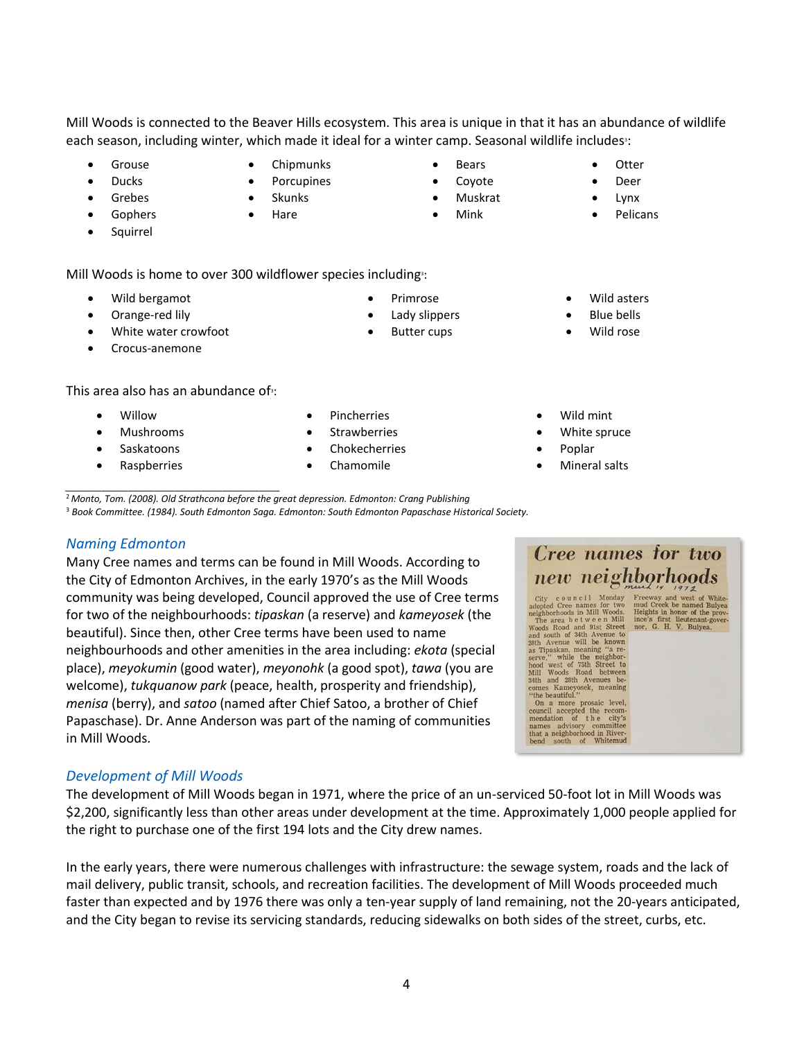Mill Woods is connected to the Beaver Hills ecosystem. This area is unique in that it has an abundance of wildlife each season, including winter, which made it ideal for a winter camp. Seasonal wildlife includes[3]:

- Grouse
- Ducks
- Grebes
- Gophers
- Squirrel
- Chipmunks
- Porcupines
- Skunks
- Hare
- Bears
- Coyote
- Muskrat
- Mink
- Otter
- Deer
- Lynx
- Pelicans

Mill Woods is home to over 300 wildflower species including[3]:

- Wild bergamot
- Orange-red lily
- White water crowfoot
- Crocus-anemone
- Primrose
- Lady slippers
- Butter cups
- Wild asters
- Blue bells
- Wild rose

This area also has an abundance of[3]:

- Willow
- Mushrooms
- Saskatoons
- Raspberries
- Pincherries
- Strawberries
- Chokecherries
- Chamomile
- Wild mint
- White spruce
- Poplar
- Mineral salts

---

[2] *Monto, Tom. (2008). Old Strathcona before the great depression. Edmonton: Crang Publishing*

[3] *Book Committee. (1984). South Edmonton Saga. Edmonton: South Edmonton Papaschase Historical Society.*

## *Naming Edmonton*

Many Cree names and terms can be found in Mill Woods. According to the City of Edmonton Archives, in the early 1970's as the Mill Woods community was being developed, Council approved the use of Cree terms for two of the neighbourhoods: *tipaskan* (a reserve) and *kameyosek* (the beautiful). Since then, other Cree terms have been used to name neighbourhoods and other amenities in the area including: *ekota* (special place), *meyokumin* (good water), *meyonohk* (a good spot), *tawa* (you are welcome), *tukquanow park* (peace, health, prosperity and friendship), *menisa* (berry), and *satoo* (named after Chief Satoo, a brother of Chief Papaschase). Dr. Anne Anderson was part of the naming of communities in Mill Woods.

> **Cree names for two new neighborhoods**
> *March 14 1972*
>
> City council Monday adopted Cree names for two neighborhoods in Mill Woods.
> The area between Mill Woods Road and 91st Street and south of 34th Avenue to 28th Avenue will be known as Tipaskan, meaning "a reserve," while the neighborhood west of 75th Street to Mill Woods Road between 34th and 28th Avenues becomes Kameyosek, meaning "the beautiful."
> On a more prosaic level, council accepted the recommendation of the city's names advisory committee that a neighborhood in Riverbend south of Whitemud Freeway and west of Whitemud Creek be named Bulyea Heights in honor of the province's first lieutenant-governor, G. H. V. Bulyea.

## *Development of Mill Woods*

The development of Mill Woods began in 1971, where the price of an un-serviced 50-foot lot in Mill Woods was $2,200, significantly less than other areas under development at the time. Approximately 1,000 people applied for the right to purchase one of the first 194 lots and the City drew names.

In the early years, there were numerous challenges with infrastructure: the sewage system, roads and the lack of mail delivery, public transit, schools, and recreation facilities. The development of Mill Woods proceeded much faster than expected and by 1976 there was only a ten-year supply of land remaining, not the 20-years anticipated, and the City began to revise its servicing standards, reducing sidewalks on both sides of the street, curbs, etc.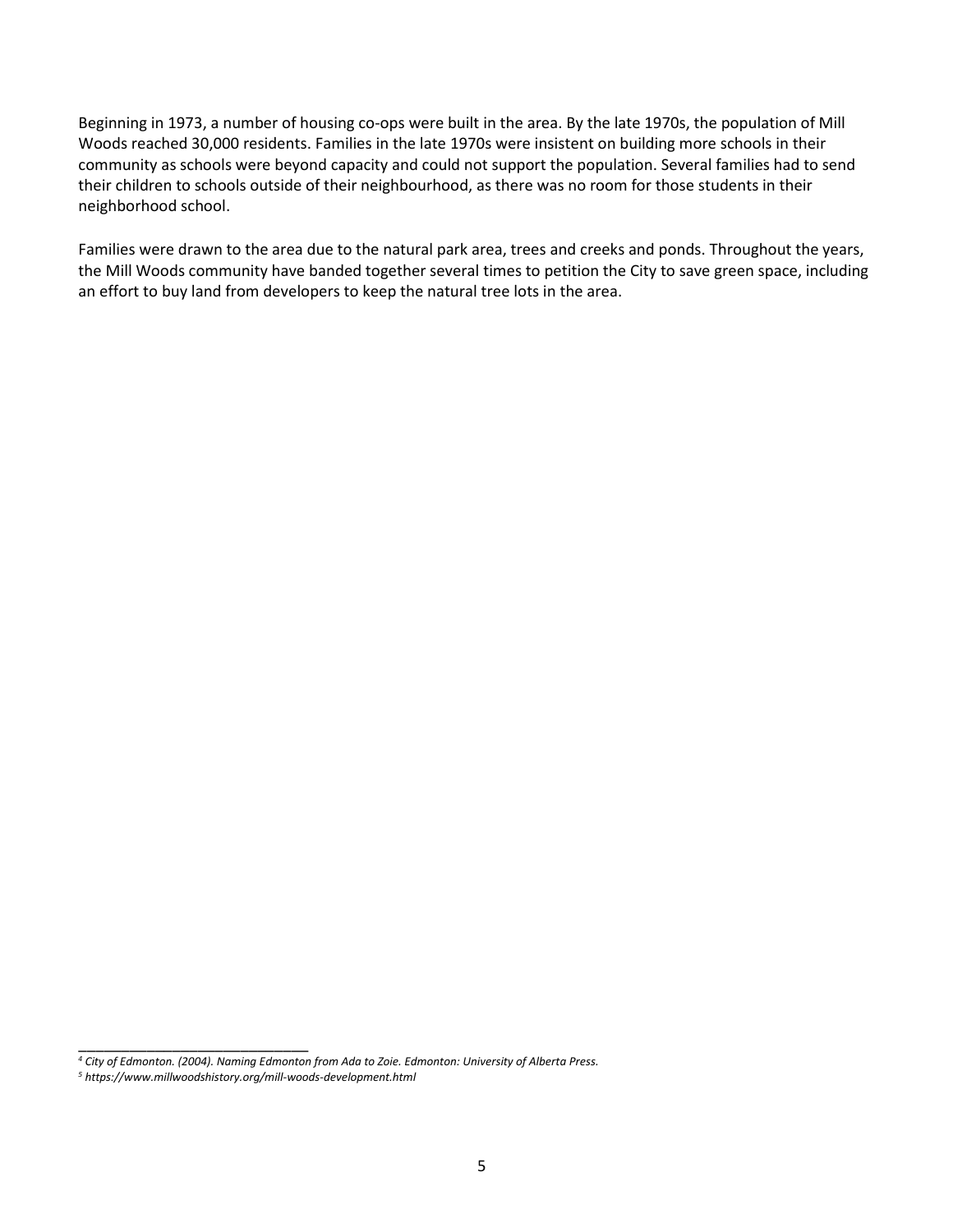Beginning in 1973, a number of housing co-ops were built in the area. By the late 1970s, the population of Mill Woods reached 30,000 residents. Families in the late 1970s were insistent on building more schools in their community as schools were beyond capacity and could not support the population. Several families had to send their children to schools outside of their neighbourhood, as there was no room for those students in their neighborhood school.

Families were drawn to the area due to the natural park area, trees and creeks and ponds. Throughout the years, the Mill Woods community have banded together several times to petition the City to save green space, including an effort to buy land from developers to keep the natural tree lots in the area.

---

[4] *City of Edmonton. (2004). Naming Edmonton from Ada to Zoie. Edmonton: University of Alberta Press.*

[5] *https://www.millwoodshistory.org/mill-woods-development.html*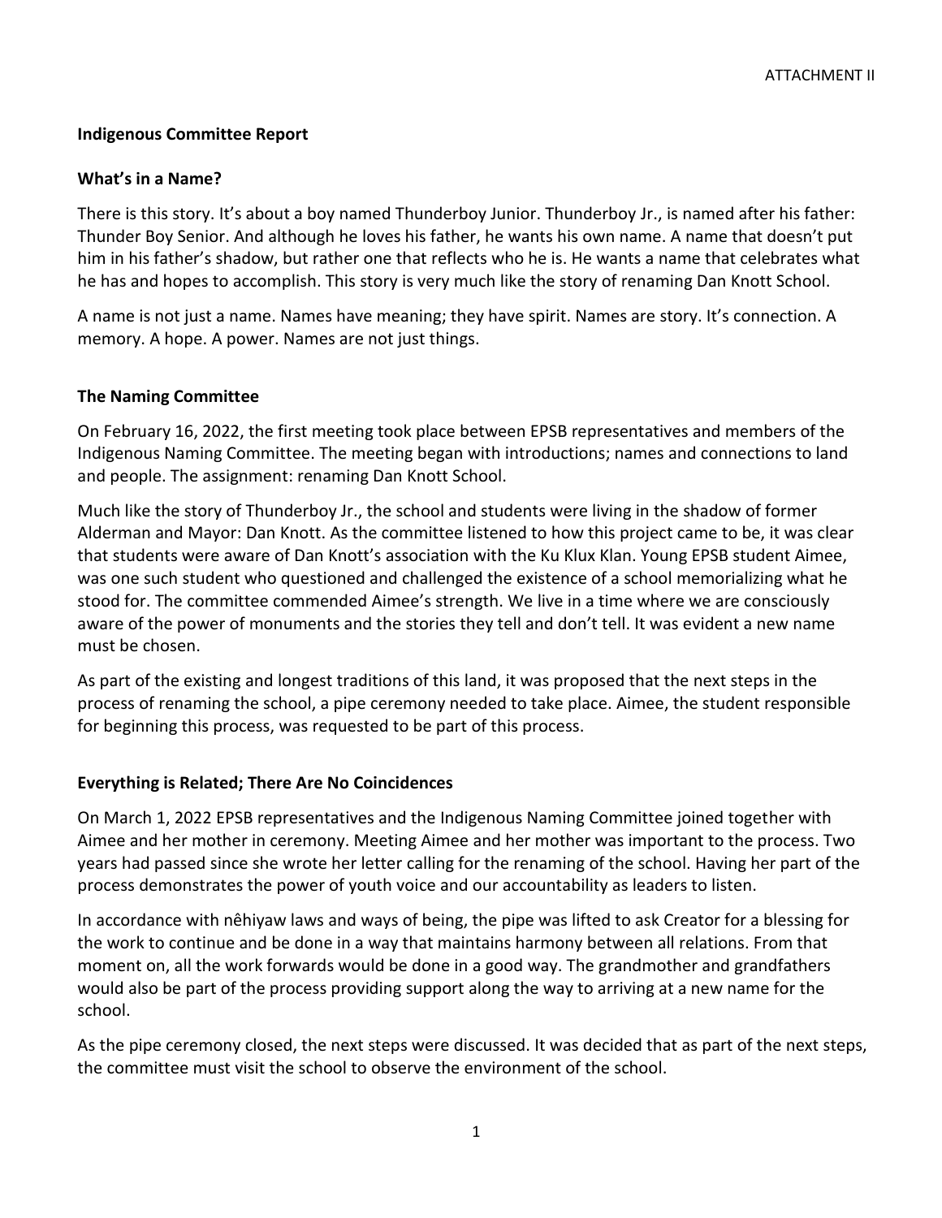ATTACHMENT II

**Indigenous Committee Report**

**What's in a Name?**

There is this story. It's about a boy named Thunderboy Junior. Thunderboy Jr., is named after his father: Thunder Boy Senior. And although he loves his father, he wants his own name. A name that doesn't put him in his father's shadow, but rather one that reflects who he is. He wants a name that celebrates what he has and hopes to accomplish. This story is very much like the story of renaming Dan Knott School.

A name is not just a name. Names have meaning; they have spirit. Names are story. It's connection. A memory. A hope. A power. Names are not just things.

**The Naming Committee**

On February 16, 2022, the first meeting took place between EPSB representatives and members of the Indigenous Naming Committee. The meeting began with introductions; names and connections to land and people. The assignment: renaming Dan Knott School.

Much like the story of Thunderboy Jr., the school and students were living in the shadow of former Alderman and Mayor: Dan Knott. As the committee listened to how this project came to be, it was clear that students were aware of Dan Knott's association with the Ku Klux Klan. Young EPSB student Aimee, was one such student who questioned and challenged the existence of a school memorializing what he stood for. The committee commended Aimee's strength. We live in a time where we are consciously aware of the power of monuments and the stories they tell and don't tell. It was evident a new name must be chosen.

As part of the existing and longest traditions of this land, it was proposed that the next steps in the process of renaming the school, a pipe ceremony needed to take place. Aimee, the student responsible for beginning this process, was requested to be part of this process.

**Everything is Related; There Are No Coincidences**

On March 1, 2022 EPSB representatives and the Indigenous Naming Committee joined together with Aimee and her mother in ceremony. Meeting Aimee and her mother was important to the process. Two years had passed since she wrote her letter calling for the renaming of the school. Having her part of the process demonstrates the power of youth voice and our accountability as leaders to listen.

In accordance with nêhiyaw laws and ways of being, the pipe was lifted to ask Creator for a blessing for the work to continue and be done in a way that maintains harmony between all relations. From that moment on, all the work forwards would be done in a good way. The grandmother and grandfathers would also be part of the process providing support along the way to arriving at a new name for the school.

As the pipe ceremony closed, the next steps were discussed. It was decided that as part of the next steps, the committee must visit the school to observe the environment of the school.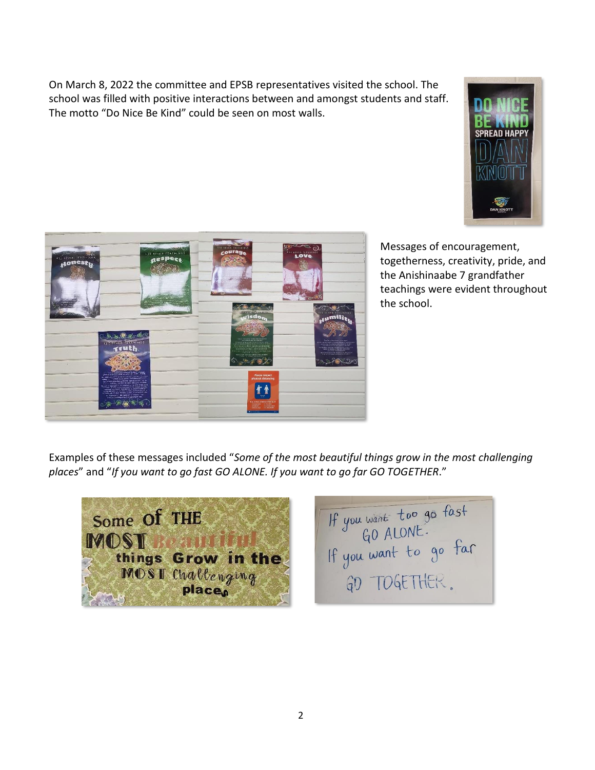On March 8, 2022 the committee and EPSB representatives visited the school. The school was filled with positive interactions between and amongst students and staff. The motto "Do Nice Be Kind" could be seen on most walls.

Messages of encouragement, togetherness, creativity, pride, and the Anishinaabe 7 grandfather teachings were evident throughout the school.

Examples of these messages included "*Some of the most beautiful things grow in the most challenging places*" and "*If you want to go fast GO ALONE. If you want to go far GO TOGETHER*."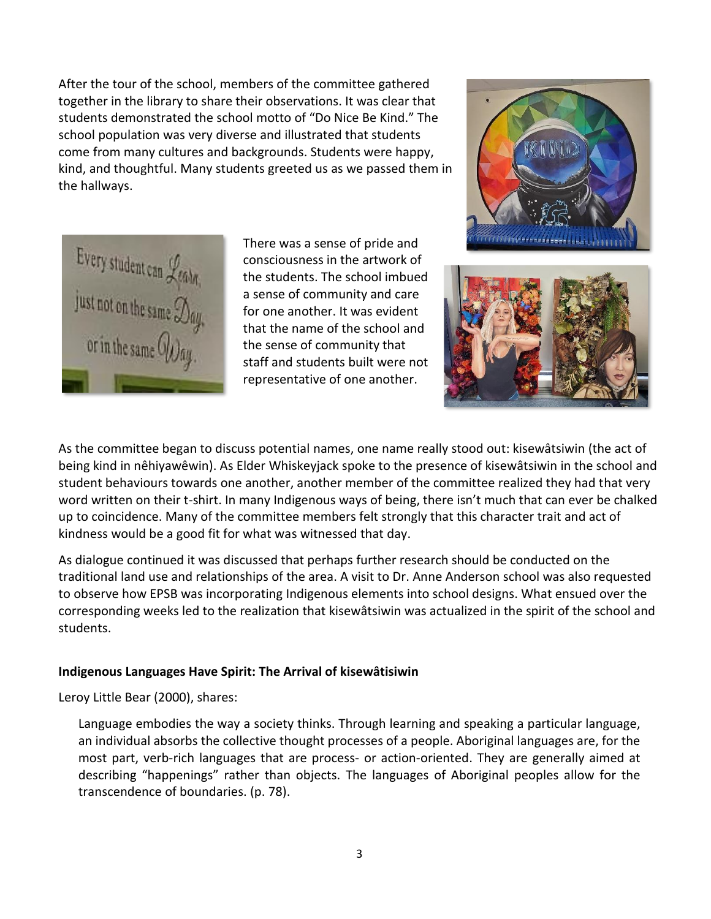After the tour of the school, members of the committee gathered together in the library to share their observations. It was clear that students demonstrated the school motto of "Do Nice Be Kind." The school population was very diverse and illustrated that students come from many cultures and backgrounds. Students were happy, kind, and thoughtful. Many students greeted us as we passed them in the hallways.

There was a sense of pride and consciousness in the artwork of the students. The school imbued a sense of community and care for one another. It was evident that the name of the school and the sense of community that staff and students built were not representative of one another.

As the committee began to discuss potential names, one name really stood out: kisewâtsiwin (the act of being kind in nêhiyawêwin). As Elder Whiskeyjack spoke to the presence of kisewâtsiwin in the school and student behaviours towards one another, another member of the committee realized they had that very word written on their t-shirt. In many Indigenous ways of being, there isn't much that can ever be chalked up to coincidence. Many of the committee members felt strongly that this character trait and act of kindness would be a good fit for what was witnessed that day.

As dialogue continued it was discussed that perhaps further research should be conducted on the traditional land use and relationships of the area. A visit to Dr. Anne Anderson school was also requested to observe how EPSB was incorporating Indigenous elements into school designs. What ensued over the corresponding weeks led to the realization that kisewâtsiwin was actualized in the spirit of the school and students.

**Indigenous Languages Have Spirit: The Arrival of kisewâtisiwin**

Leroy Little Bear (2000), shares:

> Language embodies the way a society thinks. Through learning and speaking a particular language, an individual absorbs the collective thought processes of a people. Aboriginal languages are, for the most part, verb-rich languages that are process- or action-oriented. They are generally aimed at describing "happenings" rather than objects. The languages of Aboriginal peoples allow for the transcendence of boundaries. (p. 78).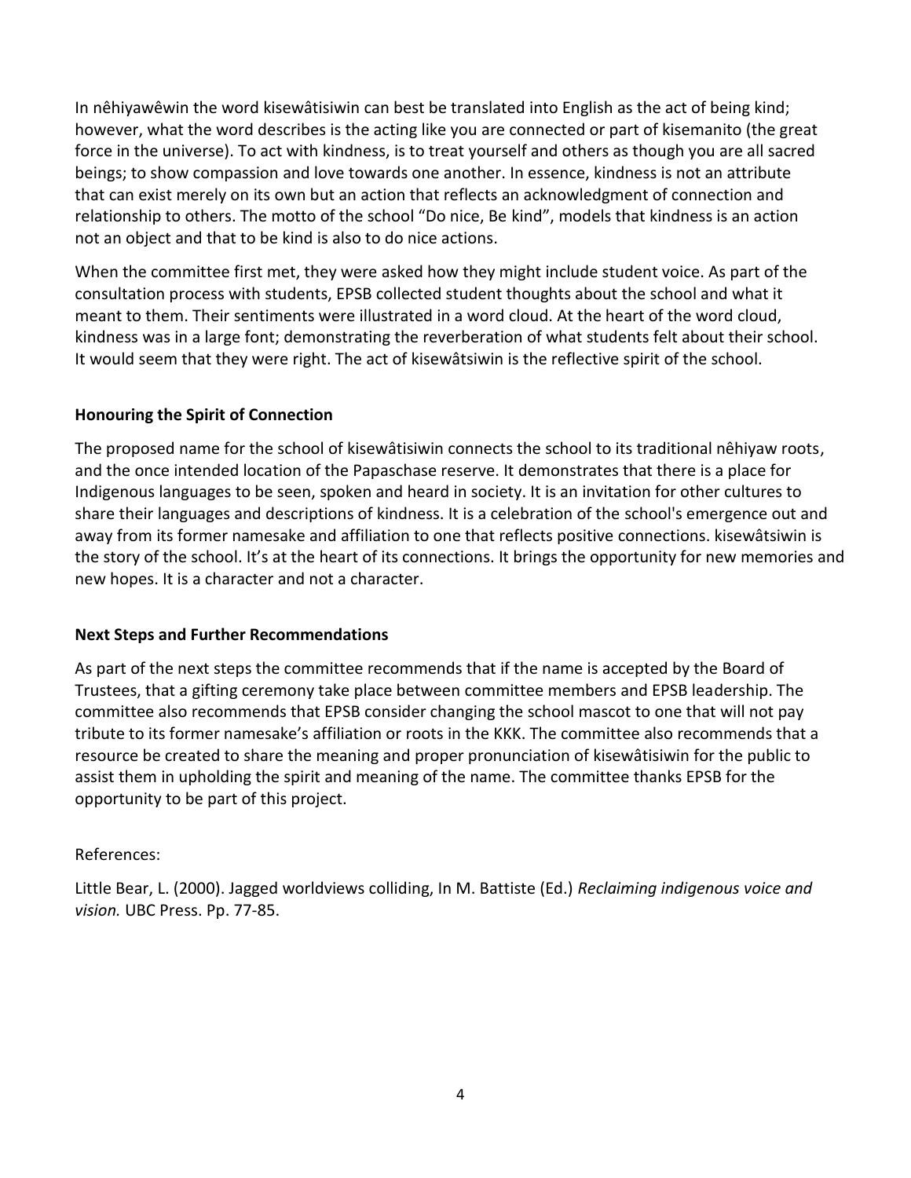In nêhiyawêwin the word kisewâtisiwin can best be translated into English as the act of being kind; however, what the word describes is the acting like you are connected or part of kisemanito (the great force in the universe). To act with kindness, is to treat yourself and others as though you are all sacred beings; to show compassion and love towards one another. In essence, kindness is not an attribute that can exist merely on its own but an action that reflects an acknowledgment of connection and relationship to others. The motto of the school "Do nice, Be kind", models that kindness is an action not an object and that to be kind is also to do nice actions.

When the committee first met, they were asked how they might include student voice. As part of the consultation process with students, EPSB collected student thoughts about the school and what it meant to them. Their sentiments were illustrated in a word cloud. At the heart of the word cloud, kindness was in a large font; demonstrating the reverberation of what students felt about their school. It would seem that they were right. The act of kisewâtsiwin is the reflective spirit of the school.

**Honouring the Spirit of Connection**

The proposed name for the school of kisewâtisiwin connects the school to its traditional nêhiyaw roots, and the once intended location of the Papaschase reserve. It demonstrates that there is a place for Indigenous languages to be seen, spoken and heard in society. It is an invitation for other cultures to share their languages and descriptions of kindness. It is a celebration of the school's emergence out and away from its former namesake and affiliation to one that reflects positive connections. kisewâtsiwin is the story of the school. It's at the heart of its connections. It brings the opportunity for new memories and new hopes. It is a character and not a character.

**Next Steps and Further Recommendations**

As part of the next steps the committee recommends that if the name is accepted by the Board of Trustees, that a gifting ceremony take place between committee members and EPSB leadership. The committee also recommends that EPSB consider changing the school mascot to one that will not pay tribute to its former namesake's affiliation or roots in the KKK. The committee also recommends that a resource be created to share the meaning and proper pronunciation of kisewâtisiwin for the public to assist them in upholding the spirit and meaning of the name. The committee thanks EPSB for the opportunity to be part of this project.

References:

Little Bear, L. (2000). Jagged worldviews colliding, In M. Battiste (Ed.) *Reclaiming indigenous voice and vision.* UBC Press. Pp. 77-85.